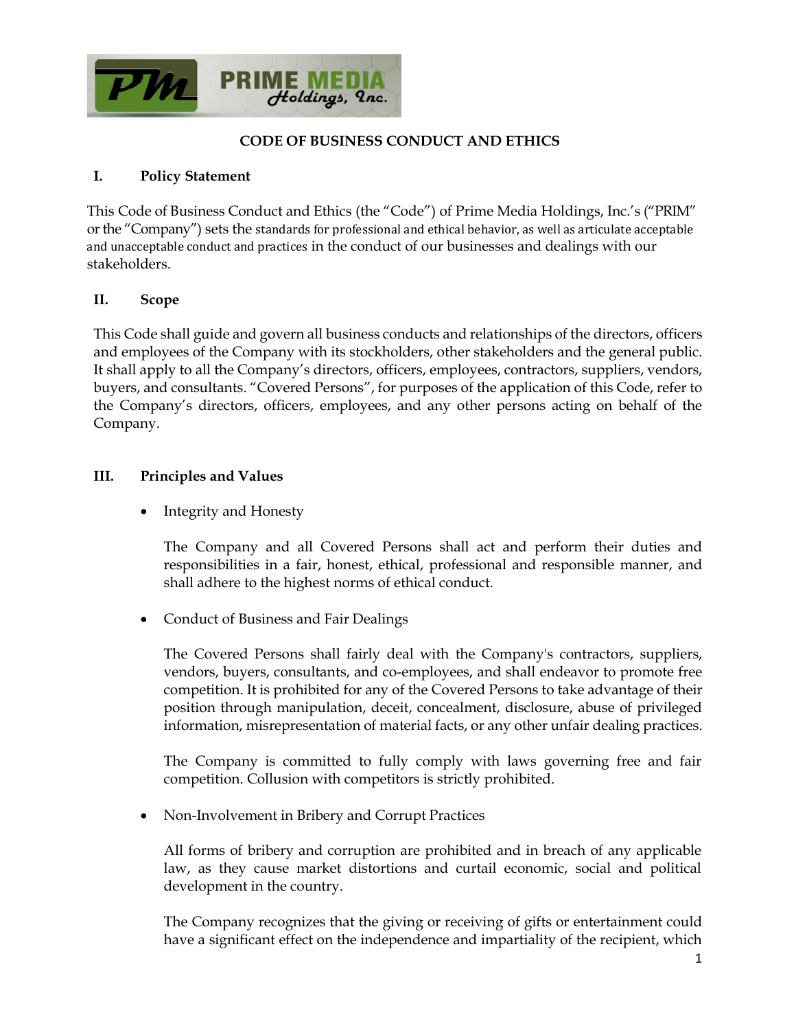# CODE OF BUSINESS CONDUCT AND ETHICS

## I. Policy Statement

This Code of Business Conduct and Ethics (the "Code") of Prime Media Holdings, Inc.'s ("PRIM" or the "Company") sets the standards for professional and ethical behavior, as well as articulate acceptable and unacceptable conduct and practices in the conduct of our businesses and dealings with our stakeholders.

## II. Scope

This Code shall guide and govern all business conducts and relationships of the directors, officers and employees of the Company with its stockholders, other stakeholders and the general public. It shall apply to all the Company's directors, officers, employees, contractors, suppliers, vendors, buyers, and consultants. "Covered Persons", for purposes of the application of this Code, refer to the Company's directors, officers, employees, and any other persons acting on behalf of the Company.

## III. Principles and Values

- Integrity and Honesty

  The Company and all Covered Persons shall act and perform their duties and responsibilities in a fair, honest, ethical, professional and responsible manner, and shall adhere to the highest norms of ethical conduct.

- Conduct of Business and Fair Dealings

  The Covered Persons shall fairly deal with the Company's contractors, suppliers, vendors, buyers, consultants, and co-employees, and shall endeavor to promote free competition. It is prohibited for any of the Covered Persons to take advantage of their position through manipulation, deceit, concealment, disclosure, abuse of privileged information, misrepresentation of material facts, or any other unfair dealing practices.

  The Company is committed to fully comply with laws governing free and fair competition. Collusion with competitors is strictly prohibited.

- Non-Involvement in Bribery and Corrupt Practices

  All forms of bribery and corruption are prohibited and in breach of any applicable law, as they cause market distortions and curtail economic, social and political development in the country.

  The Company recognizes that the giving or receiving of gifts or entertainment could have a significant effect on the independence and impartiality of the recipient, which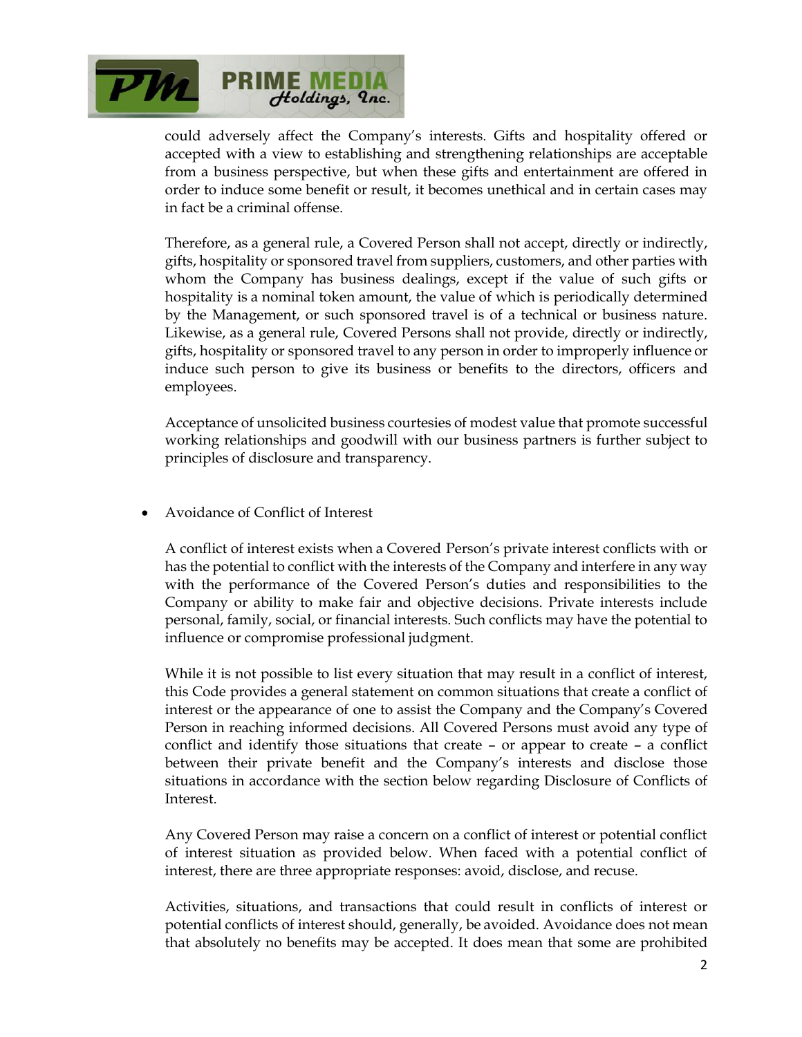could adversely affect the Company's interests. Gifts and hospitality offered or accepted with a view to establishing and strengthening relationships are acceptable from a business perspective, but when these gifts and entertainment are offered in order to induce some benefit or result, it becomes unethical and in certain cases may in fact be a criminal offense.

Therefore, as a general rule, a Covered Person shall not accept, directly or indirectly, gifts, hospitality or sponsored travel from suppliers, customers, and other parties with whom the Company has business dealings, except if the value of such gifts or hospitality is a nominal token amount, the value of which is periodically determined by the Management, or such sponsored travel is of a technical or business nature. Likewise, as a general rule, Covered Persons shall not provide, directly or indirectly, gifts, hospitality or sponsored travel to any person in order to improperly influence or induce such person to give its business or benefits to the directors, officers and employees.

Acceptance of unsolicited business courtesies of modest value that promote successful working relationships and goodwill with our business partners is further subject to principles of disclosure and transparency.

- Avoidance of Conflict of Interest

  A conflict of interest exists when a Covered Person's private interest conflicts with or has the potential to conflict with the interests of the Company and interfere in any way with the performance of the Covered Person's duties and responsibilities to the Company or ability to make fair and objective decisions. Private interests include personal, family, social, or financial interests. Such conflicts may have the potential to influence or compromise professional judgment.

  While it is not possible to list every situation that may result in a conflict of interest, this Code provides a general statement on common situations that create a conflict of interest or the appearance of one to assist the Company and the Company's Covered Person in reaching informed decisions. All Covered Persons must avoid any type of conflict and identify those situations that create – or appear to create – a conflict between their private benefit and the Company's interests and disclose those situations in accordance with the section below regarding Disclosure of Conflicts of Interest.

  Any Covered Person may raise a concern on a conflict of interest or potential conflict of interest situation as provided below. When faced with a potential conflict of interest, there are three appropriate responses: avoid, disclose, and recuse.

  Activities, situations, and transactions that could result in conflicts of interest or potential conflicts of interest should, generally, be avoided. Avoidance does not mean that absolutely no benefits may be accepted. It does mean that some are prohibited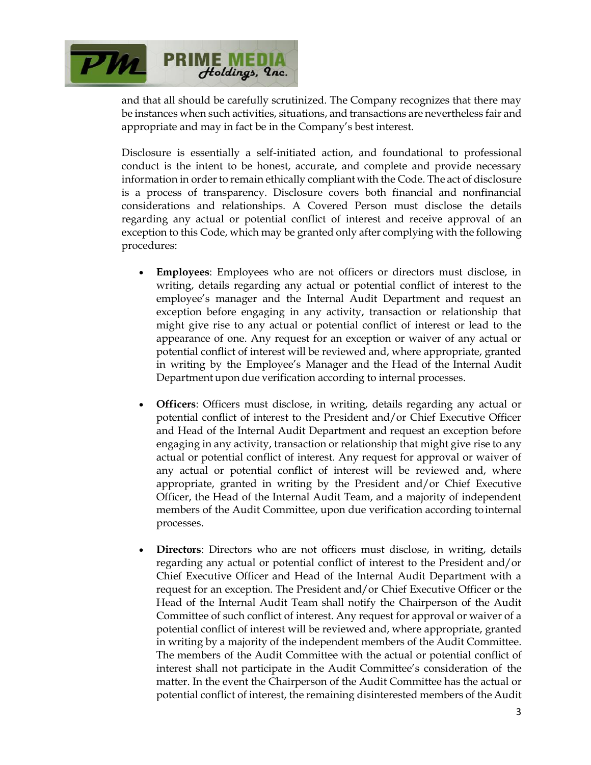and that all should be carefully scrutinized. The Company recognizes that there may be instances when such activities, situations, and transactions are nevertheless fair and appropriate and may in fact be in the Company's best interest.

Disclosure is essentially a self-initiated action, and foundational to professional conduct is the intent to be honest, accurate, and complete and provide necessary information in order to remain ethically compliant with the Code. The act of disclosure is a process of transparency. Disclosure covers both financial and nonfinancial considerations and relationships. A Covered Person must disclose the details regarding any actual or potential conflict of interest and receive approval of an exception to this Code, which may be granted only after complying with the following procedures:

- **Employees**: Employees who are not officers or directors must disclose, in writing, details regarding any actual or potential conflict of interest to the employee's manager and the Internal Audit Department and request an exception before engaging in any activity, transaction or relationship that might give rise to any actual or potential conflict of interest or lead to the appearance of one. Any request for an exception or waiver of any actual or potential conflict of interest will be reviewed and, where appropriate, granted in writing by the Employee's Manager and the Head of the Internal Audit Department upon due verification according to internal processes.

- **Officers**: Officers must disclose, in writing, details regarding any actual or potential conflict of interest to the President and/or Chief Executive Officer and Head of the Internal Audit Department and request an exception before engaging in any activity, transaction or relationship that might give rise to any actual or potential conflict of interest. Any request for approval or waiver of any actual or potential conflict of interest will be reviewed and, where appropriate, granted in writing by the President and/or Chief Executive Officer, the Head of the Internal Audit Team, and a majority of independent members of the Audit Committee, upon due verification according to internal processes.

- **Directors**: Directors who are not officers must disclose, in writing, details regarding any actual or potential conflict of interest to the President and/or Chief Executive Officer and Head of the Internal Audit Department with a request for an exception. The President and/or Chief Executive Officer or the Head of the Internal Audit Team shall notify the Chairperson of the Audit Committee of such conflict of interest. Any request for approval or waiver of a potential conflict of interest will be reviewed and, where appropriate, granted in writing by a majority of the independent members of the Audit Committee. The members of the Audit Committee with the actual or potential conflict of interest shall not participate in the Audit Committee's consideration of the matter. In the event the Chairperson of the Audit Committee has the actual or potential conflict of interest, the remaining disinterested members of the Audit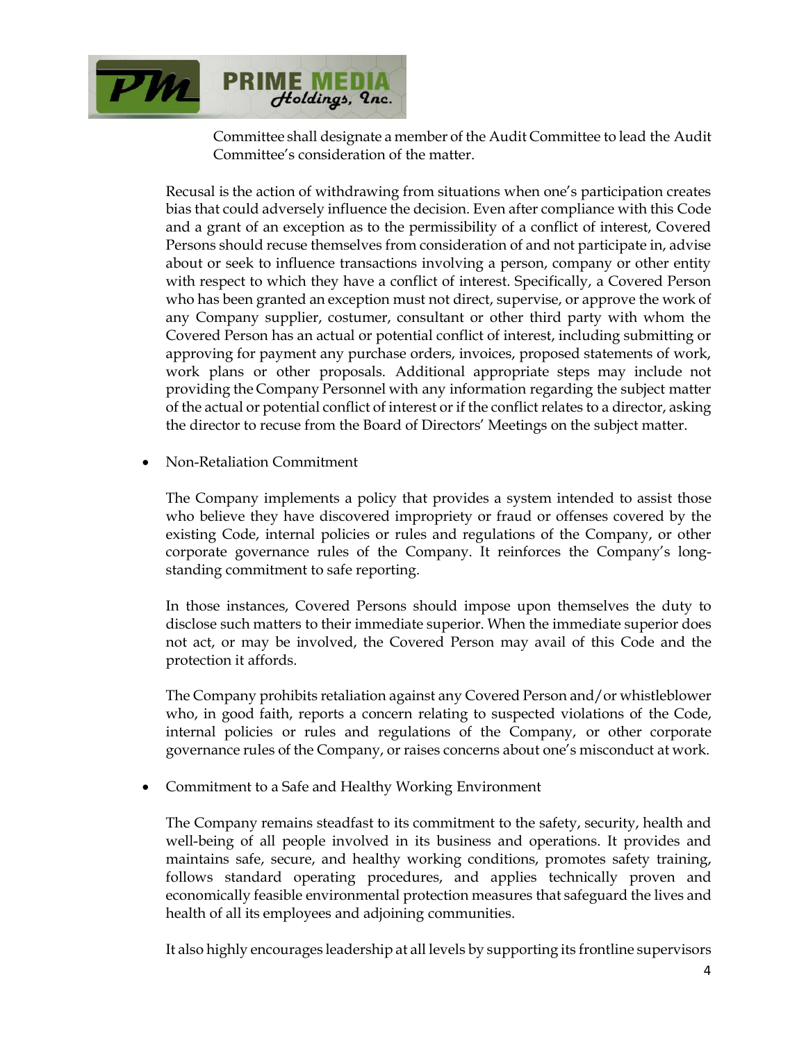Committee shall designate a member of the Audit Committee to lead the Audit Committee's consideration of the matter.

Recusal is the action of withdrawing from situations when one's participation creates bias that could adversely influence the decision. Even after compliance with this Code and a grant of an exception as to the permissibility of a conflict of interest, Covered Persons should recuse themselves from consideration of and not participate in, advise about or seek to influence transactions involving a person, company or other entity with respect to which they have a conflict of interest. Specifically, a Covered Person who has been granted an exception must not direct, supervise, or approve the work of any Company supplier, costumer, consultant or other third party with whom the Covered Person has an actual or potential conflict of interest, including submitting or approving for payment any purchase orders, invoices, proposed statements of work, work plans or other proposals. Additional appropriate steps may include not providing the Company Personnel with any information regarding the subject matter of the actual or potential conflict of interest or if the conflict relates to a director, asking the director to recuse from the Board of Directors' Meetings on the subject matter.

- Non-Retaliation Commitment

  The Company implements a policy that provides a system intended to assist those who believe they have discovered impropriety or fraud or offenses covered by the existing Code, internal policies or rules and regulations of the Company, or other corporate governance rules of the Company. It reinforces the Company's long-standing commitment to safe reporting.

  In those instances, Covered Persons should impose upon themselves the duty to disclose such matters to their immediate superior. When the immediate superior does not act, or may be involved, the Covered Person may avail of this Code and the protection it affords.

  The Company prohibits retaliation against any Covered Person and/or whistleblower who, in good faith, reports a concern relating to suspected violations of the Code, internal policies or rules and regulations of the Company, or other corporate governance rules of the Company, or raises concerns about one's misconduct at work.

- Commitment to a Safe and Healthy Working Environment

  The Company remains steadfast to its commitment to the safety, security, health and well-being of all people involved in its business and operations. It provides and maintains safe, secure, and healthy working conditions, promotes safety training, follows standard operating procedures, and applies technically proven and economically feasible environmental protection measures that safeguard the lives and health of all its employees and adjoining communities.

  It also highly encourages leadership at all levels by supporting its frontline supervisors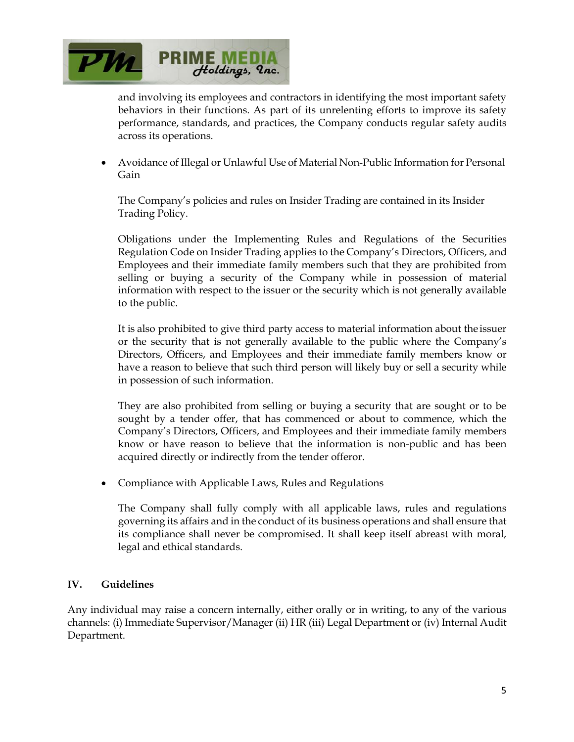and involving its employees and contractors in identifying the most important safety behaviors in their functions. As part of its unrelenting efforts to improve its safety performance, standards, and practices, the Company conducts regular safety audits across its operations.

- Avoidance of Illegal or Unlawful Use of Material Non-Public Information for Personal Gain

  The Company's policies and rules on Insider Trading are contained in its Insider Trading Policy.

  Obligations under the Implementing Rules and Regulations of the Securities Regulation Code on Insider Trading applies to the Company's Directors, Officers, and Employees and their immediate family members such that they are prohibited from selling or buying a security of the Company while in possession of material information with respect to the issuer or the security which is not generally available to the public.

  It is also prohibited to give third party access to material information about the issuer or the security that is not generally available to the public where the Company's Directors, Officers, and Employees and their immediate family members know or have a reason to believe that such third person will likely buy or sell a security while in possession of such information.

  They are also prohibited from selling or buying a security that are sought or to be sought by a tender offer, that has commenced or about to commence, which the Company's Directors, Officers, and Employees and their immediate family members know or have reason to believe that the information is non-public and has been acquired directly or indirectly from the tender offeror.

- Compliance with Applicable Laws, Rules and Regulations

  The Company shall fully comply with all applicable laws, rules and regulations governing its affairs and in the conduct of its business operations and shall ensure that its compliance shall never be compromised. It shall keep itself abreast with moral, legal and ethical standards.

## IV. Guidelines

Any individual may raise a concern internally, either orally or in writing, to any of the various channels: (i) Immediate Supervisor/Manager (ii) HR (iii) Legal Department or (iv) Internal Audit Department.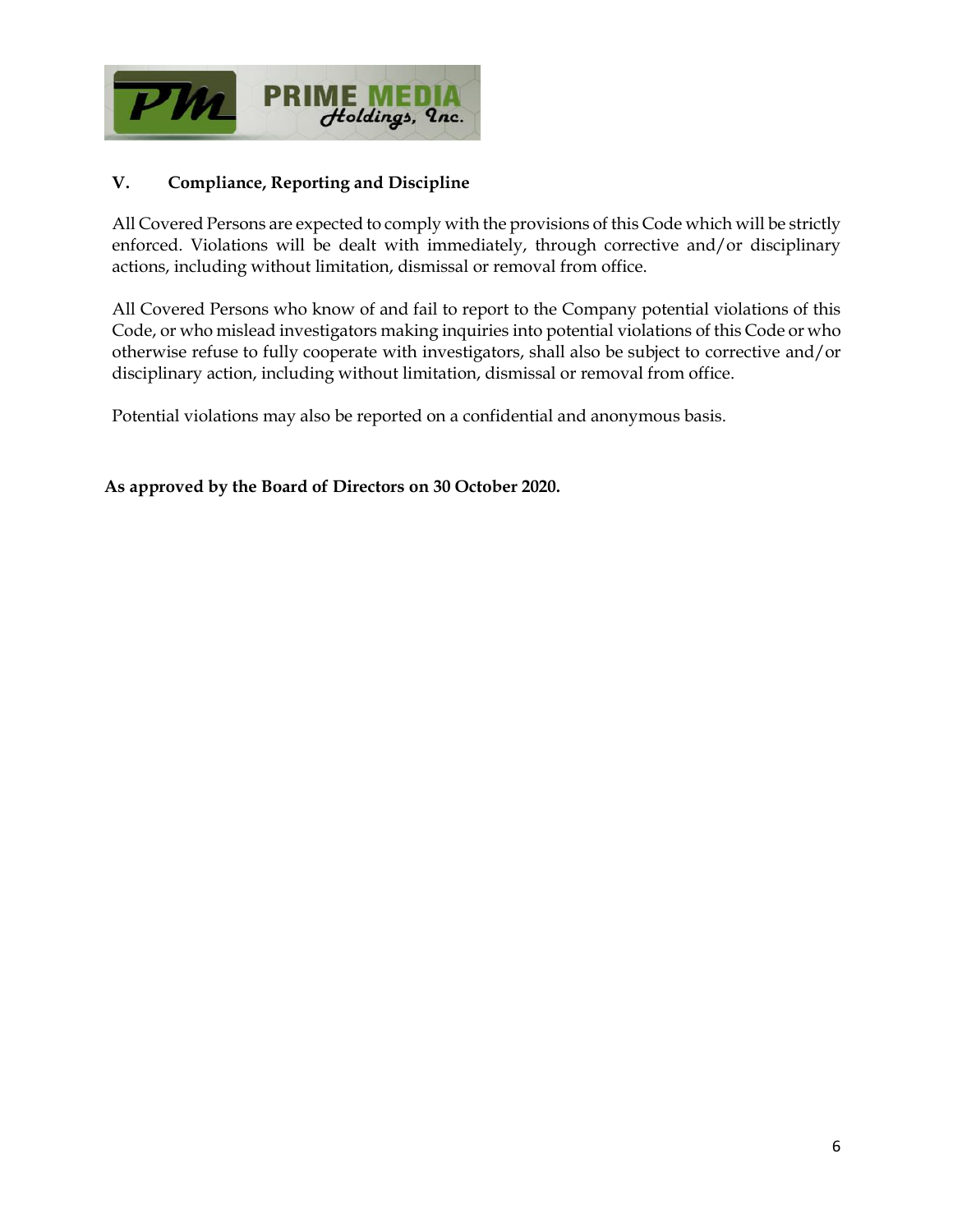## V. Compliance, Reporting and Discipline

All Covered Persons are expected to comply with the provisions of this Code which will be strictly enforced. Violations will be dealt with immediately, through corrective and/or disciplinary actions, including without limitation, dismissal or removal from office.

All Covered Persons who know of and fail to report to the Company potential violations of this Code, or who mislead investigators making inquiries into potential violations of this Code or who otherwise refuse to fully cooperate with investigators, shall also be subject to corrective and/or disciplinary action, including without limitation, dismissal or removal from office.

Potential violations may also be reported on a confidential and anonymous basis.

**As approved by the Board of Directors on 30 October 2020.**